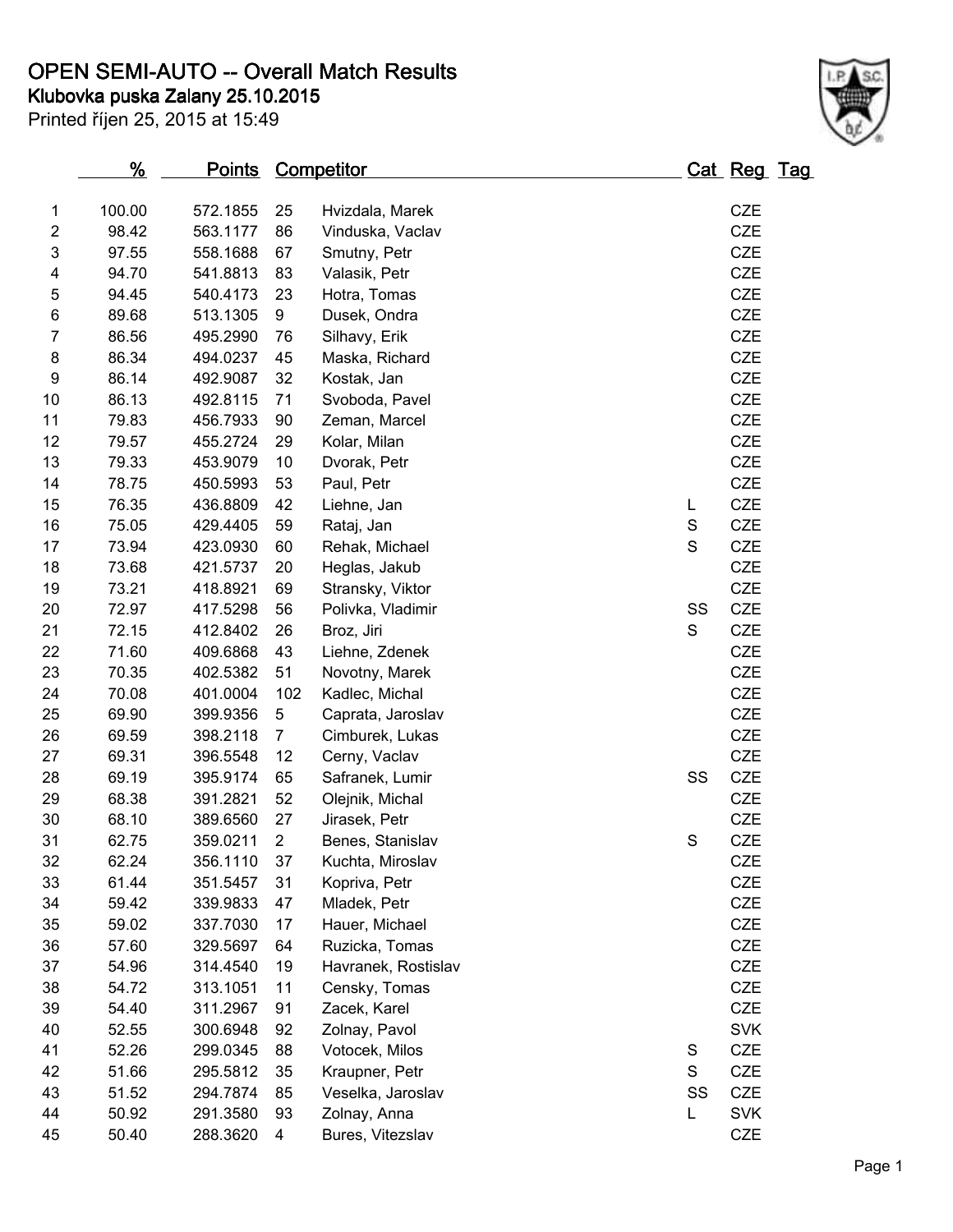# OPEN SEMI-AUTO -- Overall Match Results

## Klubovka puska Zalany 25.10.2015

Printed říjen 25, 2015 at 15:49

| | % | Points | Competitor | | Cat | Reg | Tag |
|---|---|---|---|---|---|---|---|
| 1 | 100.00 | 572.1855 | 25 | Hvizdala, Marek | | CZE | |
| 2 | 98.42 | 563.1177 | 86 | Vinduska, Vaclav | | CZE | |
| 3 | 97.55 | 558.1688 | 67 | Smutny, Petr | | CZE | |
| 4 | 94.70 | 541.8813 | 83 | Valasik, Petr | | CZE | |
| 5 | 94.45 | 540.4173 | 23 | Hotra, Tomas | | CZE | |
| 6 | 89.68 | 513.1305 | 9 | Dusek, Ondra | | CZE | |
| 7 | 86.56 | 495.2990 | 76 | Silhavy, Erik | | CZE | |
| 8 | 86.34 | 494.0237 | 45 | Maska, Richard | | CZE | |
| 9 | 86.14 | 492.9087 | 32 | Kostak, Jan | | CZE | |
| 10 | 86.13 | 492.8115 | 71 | Svoboda, Pavel | | CZE | |
| 11 | 79.83 | 456.7933 | 90 | Zeman, Marcel | | CZE | |
| 12 | 79.57 | 455.2724 | 29 | Kolar, Milan | | CZE | |
| 13 | 79.33 | 453.9079 | 10 | Dvorak, Petr | | CZE | |
| 14 | 78.75 | 450.5993 | 53 | Paul, Petr | | CZE | |
| 15 | 76.35 | 436.8809 | 42 | Liehne, Jan | L | CZE | |
| 16 | 75.05 | 429.4405 | 59 | Rataj, Jan | S | CZE | |
| 17 | 73.94 | 423.0930 | 60 | Rehak, Michael | S | CZE | |
| 18 | 73.68 | 421.5737 | 20 | Heglas, Jakub | | CZE | |
| 19 | 73.21 | 418.8921 | 69 | Stransky, Viktor | | CZE | |
| 20 | 72.97 | 417.5298 | 56 | Polivka, Vladimir | SS | CZE | |
| 21 | 72.15 | 412.8402 | 26 | Broz, Jiri | S | CZE | |
| 22 | 71.60 | 409.6868 | 43 | Liehne, Zdenek | | CZE | |
| 23 | 70.35 | 402.5382 | 51 | Novotny, Marek | | CZE | |
| 24 | 70.08 | 401.0004 | 102 | Kadlec, Michal | | CZE | |
| 25 | 69.90 | 399.9356 | 5 | Caprata, Jaroslav | | CZE | |
| 26 | 69.59 | 398.2118 | 7 | Cimburek, Lukas | | CZE | |
| 27 | 69.31 | 396.5548 | 12 | Cerny, Vaclav | | CZE | |
| 28 | 69.19 | 395.9174 | 65 | Safranek, Lumir | SS | CZE | |
| 29 | 68.38 | 391.2821 | 52 | Olejnik, Michal | | CZE | |
| 30 | 68.10 | 389.6560 | 27 | Jirasek, Petr | | CZE | |
| 31 | 62.75 | 359.0211 | 2 | Benes, Stanislav | S | CZE | |
| 32 | 62.24 | 356.1110 | 37 | Kuchta, Miroslav | | CZE | |
| 33 | 61.44 | 351.5457 | 31 | Kopriva, Petr | | CZE | |
| 34 | 59.42 | 339.9833 | 47 | Mladek, Petr | | CZE | |
| 35 | 59.02 | 337.7030 | 17 | Hauer, Michael | | CZE | |
| 36 | 57.60 | 329.5697 | 64 | Ruzicka, Tomas | | CZE | |
| 37 | 54.96 | 314.4540 | 19 | Havranek, Rostislav | | CZE | |
| 38 | 54.72 | 313.1051 | 11 | Censky, Tomas | | CZE | |
| 39 | 54.40 | 311.2967 | 91 | Zacek, Karel | | CZE | |
| 40 | 52.55 | 300.6948 | 92 | Zolnay, Pavol | | SVK | |
| 41 | 52.26 | 299.0345 | 88 | Votocek, Milos | S | CZE | |
| 42 | 51.66 | 295.5812 | 35 | Kraupner, Petr | S | CZE | |
| 43 | 51.52 | 294.7874 | 85 | Veselka, Jaroslav | SS | CZE | |
| 44 | 50.92 | 291.3580 | 93 | Zolnay, Anna | L | SVK | |
| 45 | 50.40 | 288.3620 | 4 | Bures, Vitezslav | | CZE | |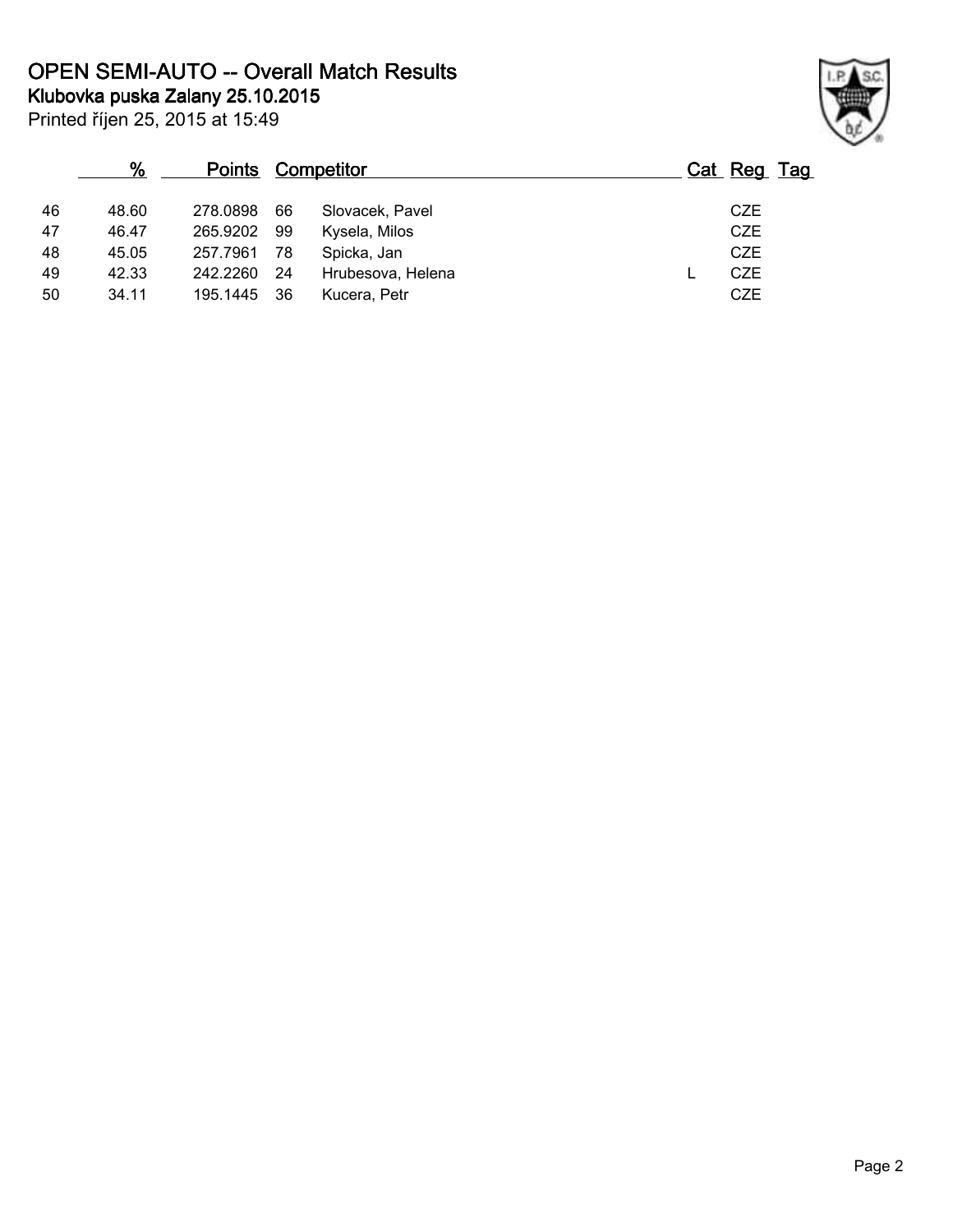# OPEN SEMI-AUTO -- Overall Match Results

**Klubovka puska Zalany 25.10.2015**

Printed říjen 25, 2015 at 15:49

| | % | Points | Competitor | | Cat | Reg | Tag |
|---|---|---|---|---|---|---|---|
| 46 | 48.60 | 278.0898 | 66 | Slovacek, Pavel | | CZE | |
| 47 | 46.47 | 265.9202 | 99 | Kysela, Milos | | CZE | |
| 48 | 45.05 | 257.7961 | 78 | Spicka, Jan | | CZE | |
| 49 | 42.33 | 242.2260 | 24 | Hrubesova, Helena | L | CZE | |
| 50 | 34.11 | 195.1445 | 36 | Kucera, Petr | | CZE | |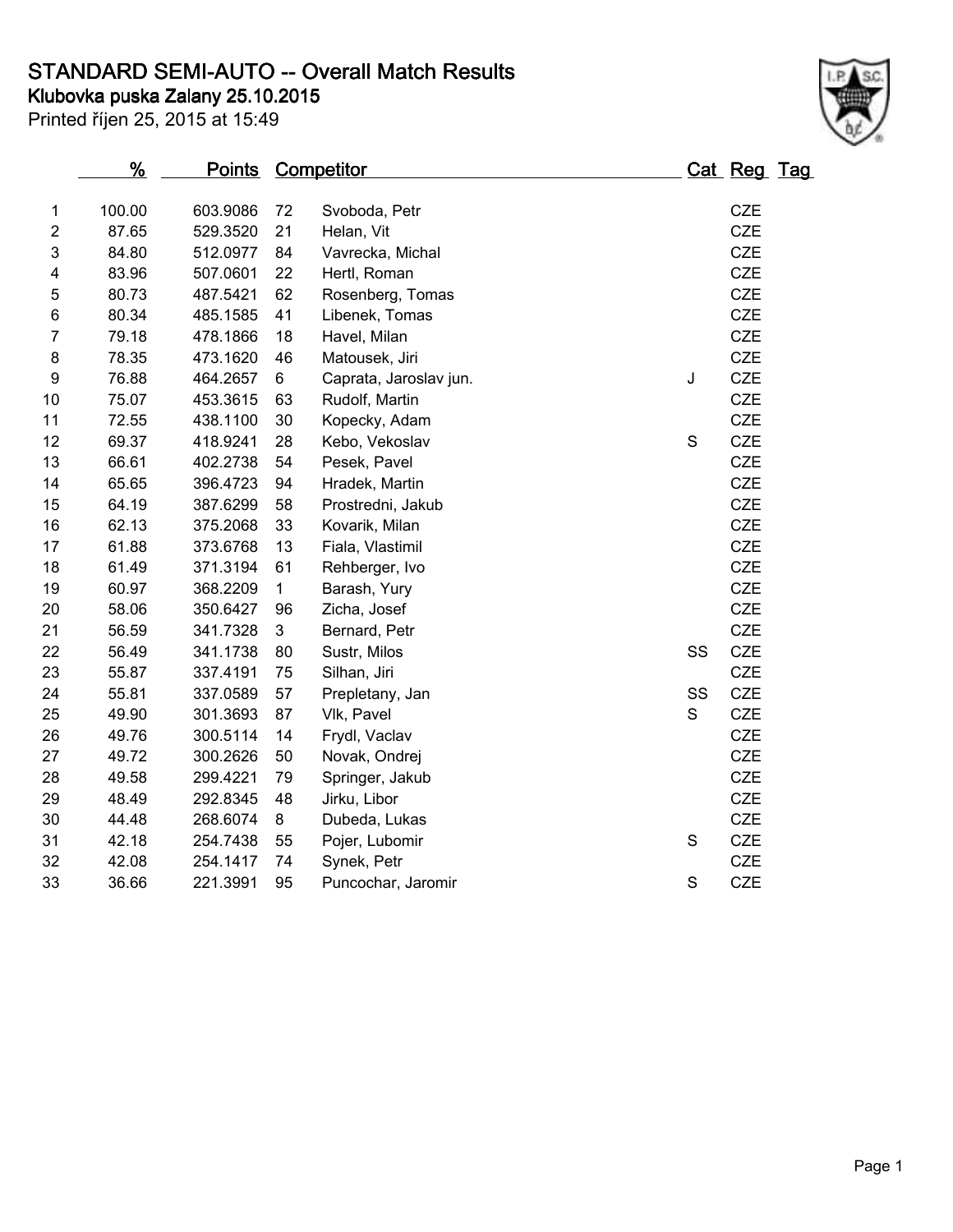# STANDARD SEMI-AUTO -- Overall Match Results

## Klubovka puska Zalany 25.10.2015

Printed říjen 25, 2015 at 15:49

| | % | Points | Competitor | | Cat | Reg | Tag |
|---|---|---|---|---|---|---|---|
| 1 | 100.00 | 603.9086 | 72 | Svoboda, Petr | | CZE | |
| 2 | 87.65 | 529.3520 | 21 | Helan, Vit | | CZE | |
| 3 | 84.80 | 512.0977 | 84 | Vavrecka, Michal | | CZE | |
| 4 | 83.96 | 507.0601 | 22 | Hertl, Roman | | CZE | |
| 5 | 80.73 | 487.5421 | 62 | Rosenberg, Tomas | | CZE | |
| 6 | 80.34 | 485.1585 | 41 | Libenek, Tomas | | CZE | |
| 7 | 79.18 | 478.1866 | 18 | Havel, Milan | | CZE | |
| 8 | 78.35 | 473.1620 | 46 | Matousek, Jiri | | CZE | |
| 9 | 76.88 | 464.2657 | 6 | Caprata, Jaroslav jun. | J | CZE | |
| 10 | 75.07 | 453.3615 | 63 | Rudolf, Martin | | CZE | |
| 11 | 72.55 | 438.1100 | 30 | Kopecky, Adam | | CZE | |
| 12 | 69.37 | 418.9241 | 28 | Kebo, Vekoslav | S | CZE | |
| 13 | 66.61 | 402.2738 | 54 | Pesek, Pavel | | CZE | |
| 14 | 65.65 | 396.4723 | 94 | Hradek, Martin | | CZE | |
| 15 | 64.19 | 387.6299 | 58 | Prostredni, Jakub | | CZE | |
| 16 | 62.13 | 375.2068 | 33 | Kovarik, Milan | | CZE | |
| 17 | 61.88 | 373.6768 | 13 | Fiala, Vlastimil | | CZE | |
| 18 | 61.49 | 371.3194 | 61 | Rehberger, Ivo | | CZE | |
| 19 | 60.97 | 368.2209 | 1 | Barash, Yury | | CZE | |
| 20 | 58.06 | 350.6427 | 96 | Zicha, Josef | | CZE | |
| 21 | 56.59 | 341.7328 | 3 | Bernard, Petr | | CZE | |
| 22 | 56.49 | 341.1738 | 80 | Sustr, Milos | SS | CZE | |
| 23 | 55.87 | 337.4191 | 75 | Silhan, Jiri | | CZE | |
| 24 | 55.81 | 337.0589 | 57 | Prepletany, Jan | SS | CZE | |
| 25 | 49.90 | 301.3693 | 87 | Vlk, Pavel | S | CZE | |
| 26 | 49.76 | 300.5114 | 14 | Frydl, Vaclav | | CZE | |
| 27 | 49.72 | 300.2626 | 50 | Novak, Ondrej | | CZE | |
| 28 | 49.58 | 299.4221 | 79 | Springer, Jakub | | CZE | |
| 29 | 48.49 | 292.8345 | 48 | Jirku, Libor | | CZE | |
| 30 | 44.48 | 268.6074 | 8 | Dubeda, Lukas | | CZE | |
| 31 | 42.18 | 254.7438 | 55 | Pojer, Lubomir | S | CZE | |
| 32 | 42.08 | 254.1417 | 74 | Synek, Petr | | CZE | |
| 33 | 36.66 | 221.3991 | 95 | Puncochar, Jaromir | S | CZE | |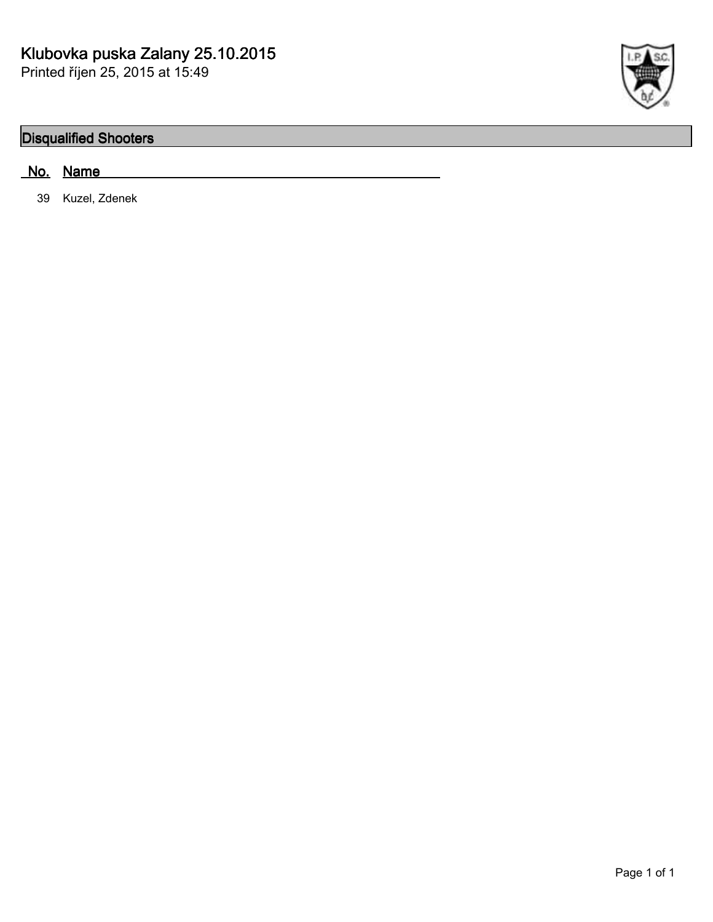# Klubovka puska Zalany 25.10.2015

Printed říjen 25, 2015 at 15:49

## Disqualified Shooters

| No. | Name |
|---|---|
| 39 | Kuzel, Zdenek |